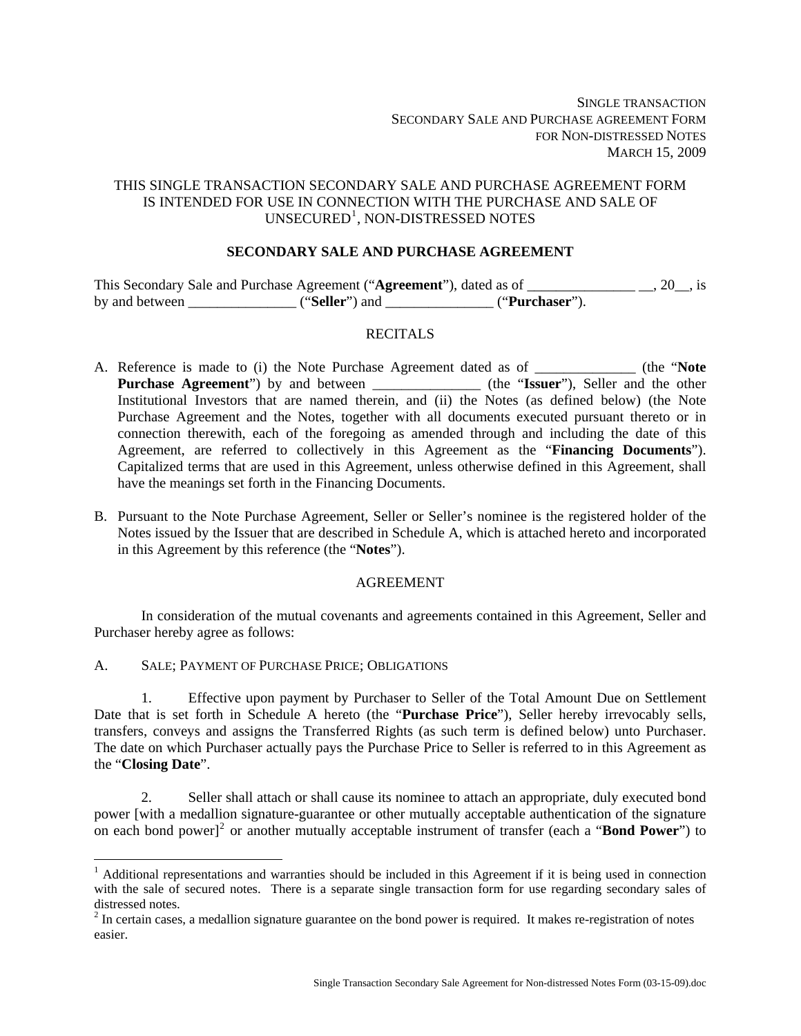SINGLE TRANSACTION
SECONDARY SALE AND PURCHASE AGREEMENT FORM
FOR NON-DISTRESSED NOTES
MARCH 15, 2009

THIS SINGLE TRANSACTION SECONDARY SALE AND PURCHASE AGREEMENT FORM IS INTENDED FOR USE IN CONNECTION WITH THE PURCHASE AND SALE OF UNSECURED[1], NON-DISTRESSED NOTES

## SECONDARY SALE AND PURCHASE AGREEMENT

This Secondary Sale and Purchase Agreement ("**Agreement**"), dated as of _______________ __, 20__, is by and between _______________ ("**Seller**") and _______________ ("**Purchaser**").

### RECITALS

A. Reference is made to (i) the Note Purchase Agreement dated as of ______________ (the "**Note Purchase Agreement**") by and between _______________ (the "**Issuer**"), Seller and the other Institutional Investors that are named therein, and (ii) the Notes (as defined below) (the Note Purchase Agreement and the Notes, together with all documents executed pursuant thereto or in connection therewith, each of the foregoing as amended through and including the date of this Agreement, are referred to collectively in this Agreement as the "**Financing Documents**"). Capitalized terms that are used in this Agreement, unless otherwise defined in this Agreement, shall have the meanings set forth in the Financing Documents.

B. Pursuant to the Note Purchase Agreement, Seller or Seller's nominee is the registered holder of the Notes issued by the Issuer that are described in Schedule A, which is attached hereto and incorporated in this Agreement by this reference (the "**Notes**").

### AGREEMENT

In consideration of the mutual covenants and agreements contained in this Agreement, Seller and Purchaser hereby agree as follows:

A. SALE; PAYMENT OF PURCHASE PRICE; OBLIGATIONS

1. Effective upon payment by Purchaser to Seller of the Total Amount Due on Settlement Date that is set forth in Schedule A hereto (the "**Purchase Price**"), Seller hereby irrevocably sells, transfers, conveys and assigns the Transferred Rights (as such term is defined below) unto Purchaser. The date on which Purchaser actually pays the Purchase Price to Seller is referred to in this Agreement as the "**Closing Date**".

2. Seller shall attach or shall cause its nominee to attach an appropriate, duly executed bond power [with a medallion signature-guarantee or other mutually acceptable authentication of the signature on each bond power][2] or another mutually acceptable instrument of transfer (each a "**Bond Power**") to

[1] Additional representations and warranties should be included in this Agreement if it is being used in connection with the sale of secured notes. There is a separate single transaction form for use regarding secondary sales of distressed notes.

[2] In certain cases, a medallion signature guarantee on the bond power is required. It makes re-registration of notes easier.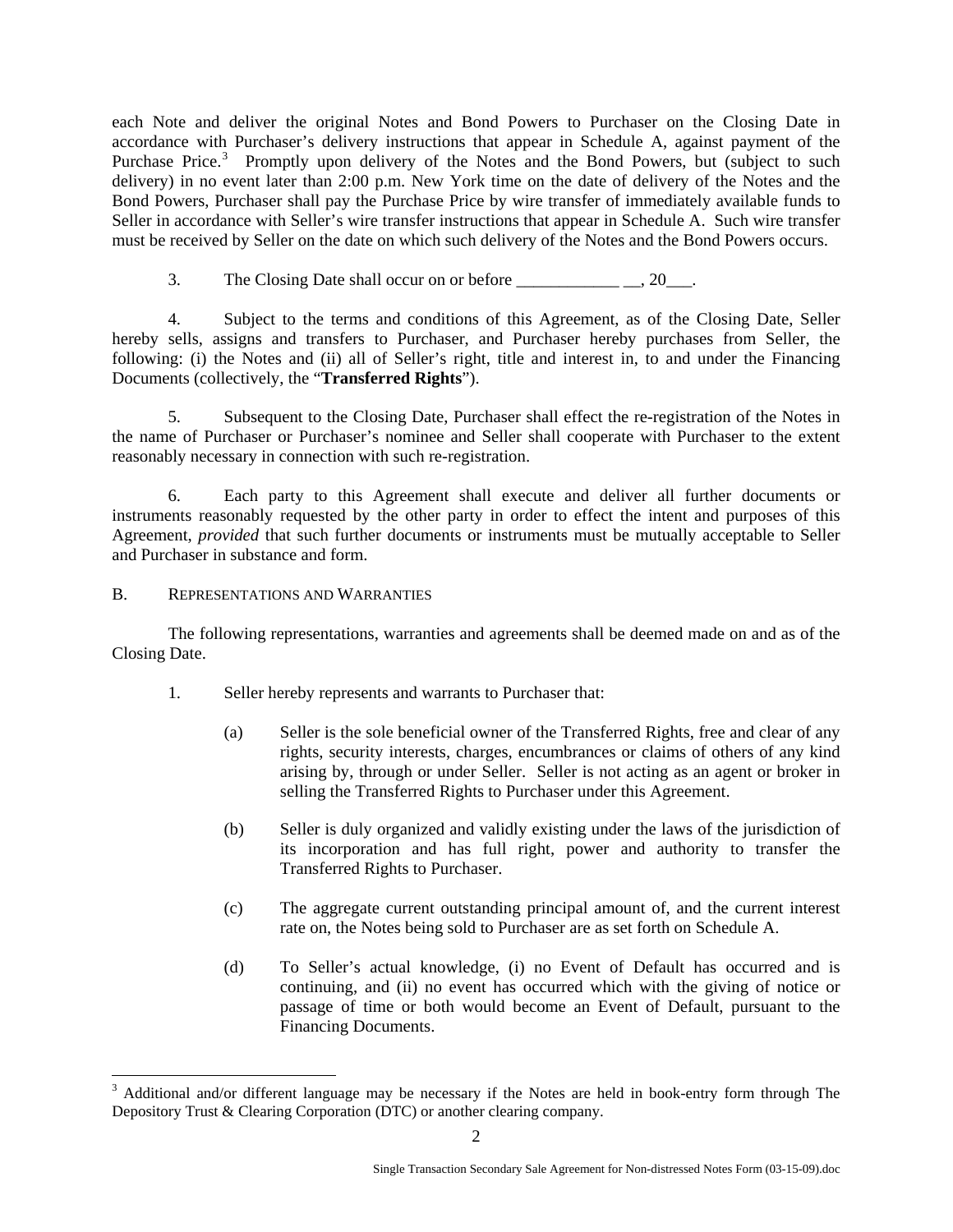each Note and deliver the original Notes and Bond Powers to Purchaser on the Closing Date in accordance with Purchaser's delivery instructions that appear in Schedule A, against payment of the Purchase Price.[3] Promptly upon delivery of the Notes and the Bond Powers, but (subject to such delivery) in no event later than 2:00 p.m. New York time on the date of delivery of the Notes and the Bond Powers, Purchaser shall pay the Purchase Price by wire transfer of immediately available funds to Seller in accordance with Seller's wire transfer instructions that appear in Schedule A. Such wire transfer must be received by Seller on the date on which such delivery of the Notes and the Bond Powers occurs.

3. The Closing Date shall occur on or before ____________ __, 20___.

4. Subject to the terms and conditions of this Agreement, as of the Closing Date, Seller hereby sells, assigns and transfers to Purchaser, and Purchaser hereby purchases from Seller, the following: (i) the Notes and (ii) all of Seller's right, title and interest in, to and under the Financing Documents (collectively, the "**Transferred Rights**").

5. Subsequent to the Closing Date, Purchaser shall effect the re-registration of the Notes in the name of Purchaser or Purchaser's nominee and Seller shall cooperate with Purchaser to the extent reasonably necessary in connection with such re-registration.

6. Each party to this Agreement shall execute and deliver all further documents or instruments reasonably requested by the other party in order to effect the intent and purposes of this Agreement, *provided* that such further documents or instruments must be mutually acceptable to Seller and Purchaser in substance and form.

## B. REPRESENTATIONS AND WARRANTIES

The following representations, warranties and agreements shall be deemed made on and as of the Closing Date.

1. Seller hereby represents and warrants to Purchaser that:

   (a) Seller is the sole beneficial owner of the Transferred Rights, free and clear of any rights, security interests, charges, encumbrances or claims of others of any kind arising by, through or under Seller. Seller is not acting as an agent or broker in selling the Transferred Rights to Purchaser under this Agreement.

   (b) Seller is duly organized and validly existing under the laws of the jurisdiction of its incorporation and has full right, power and authority to transfer the Transferred Rights to Purchaser.

   (c) The aggregate current outstanding principal amount of, and the current interest rate on, the Notes being sold to Purchaser are as set forth on Schedule A.

   (d) To Seller's actual knowledge, (i) no Event of Default has occurred and is continuing, and (ii) no event has occurred which with the giving of notice or passage of time or both would become an Event of Default, pursuant to the Financing Documents.

---

[3] Additional and/or different language may be necessary if the Notes are held in book-entry form through The Depository Trust & Clearing Corporation (DTC) or another clearing company.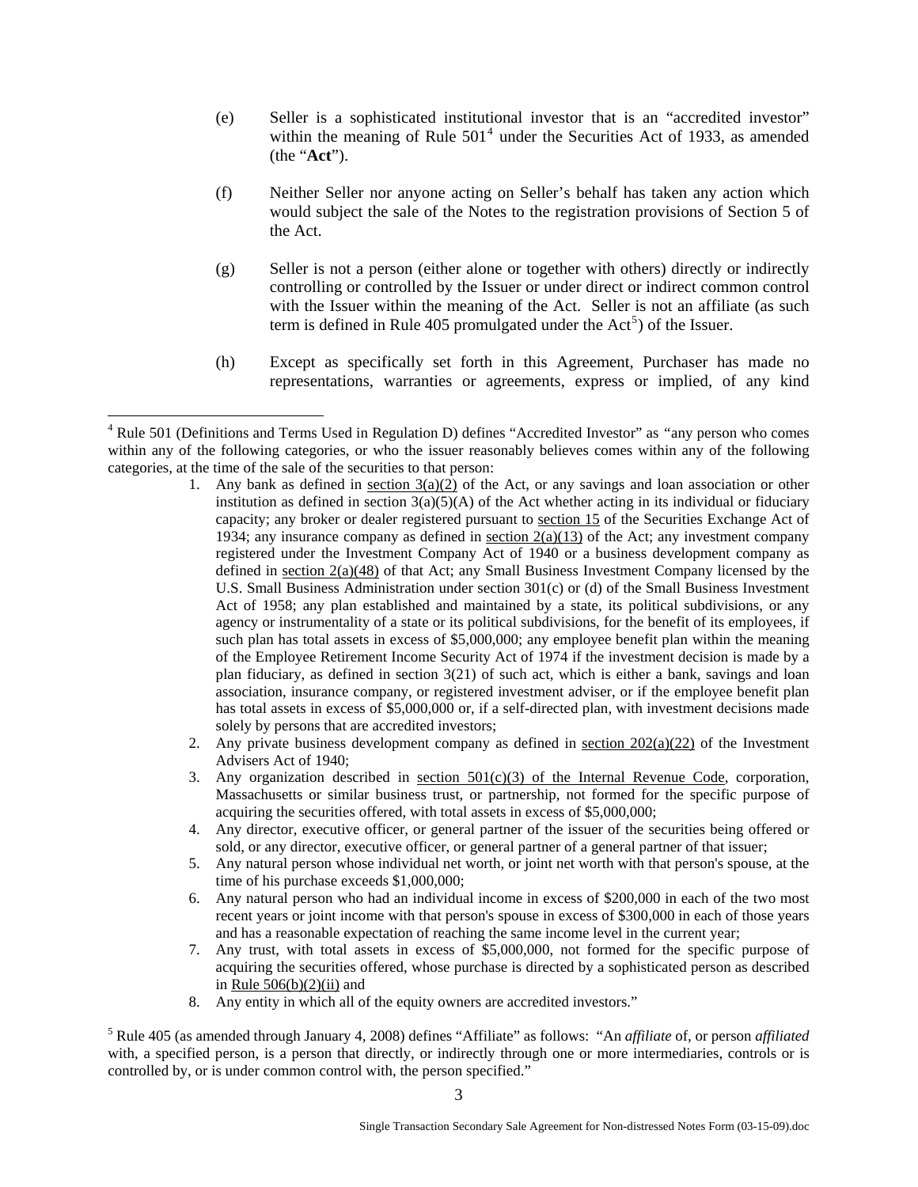(e) Seller is a sophisticated institutional investor that is an "accredited investor" within the meaning of Rule 501[4] under the Securities Act of 1933, as amended (the "**Act**").

(f) Neither Seller nor anyone acting on Seller's behalf has taken any action which would subject the sale of the Notes to the registration provisions of Section 5 of the Act.

(g) Seller is not a person (either alone or together with others) directly or indirectly controlling or controlled by the Issuer or under direct or indirect common control with the Issuer within the meaning of the Act. Seller is not an affiliate (as such term is defined in Rule 405 promulgated under the Act[5]) of the Issuer.

(h) Except as specifically set forth in this Agreement, Purchaser has made no representations, warranties or agreements, express or implied, of any kind

---

[4] Rule 501 (Definitions and Terms Used in Regulation D) defines "Accredited Investor" as "any person who comes within any of the following categories, or who the issuer reasonably believes comes within any of the following categories, at the time of the sale of the securities to that person:

1. Any bank as defined in section 3(a)(2) of the Act, or any savings and loan association or other institution as defined in section 3(a)(5)(A) of the Act whether acting in its individual or fiduciary capacity; any broker or dealer registered pursuant to section 15 of the Securities Exchange Act of 1934; any insurance company as defined in section 2(a)(13) of the Act; any investment company registered under the Investment Company Act of 1940 or a business development company as defined in section 2(a)(48) of that Act; any Small Business Investment Company licensed by the U.S. Small Business Administration under section 301(c) or (d) of the Small Business Investment Act of 1958; any plan established and maintained by a state, its political subdivisions, or any agency or instrumentality of a state or its political subdivisions, for the benefit of its employees, if such plan has total assets in excess of $5,000,000; any employee benefit plan within the meaning of the Employee Retirement Income Security Act of 1974 if the investment decision is made by a plan fiduciary, as defined in section 3(21) of such act, which is either a bank, savings and loan association, insurance company, or registered investment adviser, or if the employee benefit plan has total assets in excess of $5,000,000 or, if a self-directed plan, with investment decisions made solely by persons that are accredited investors;
2. Any private business development company as defined in section 202(a)(22) of the Investment Advisers Act of 1940;
3. Any organization described in section 501(c)(3) of the Internal Revenue Code, corporation, Massachusetts or similar business trust, or partnership, not formed for the specific purpose of acquiring the securities offered, with total assets in excess of $5,000,000;
4. Any director, executive officer, or general partner of the issuer of the securities being offered or sold, or any director, executive officer, or general partner of a general partner of that issuer;
5. Any natural person whose individual net worth, or joint net worth with that person's spouse, at the time of his purchase exceeds $1,000,000;
6. Any natural person who had an individual income in excess of $200,000 in each of the two most recent years or joint income with that person's spouse in excess of $300,000 in each of those years and has a reasonable expectation of reaching the same income level in the current year;
7. Any trust, with total assets in excess of $5,000,000, not formed for the specific purpose of acquiring the securities offered, whose purchase is directed by a sophisticated person as described in Rule 506(b)(2)(ii) and
8. Any entity in which all of the equity owners are accredited investors."

[5] Rule 405 (as amended through January 4, 2008) defines "Affiliate" as follows: "An *affiliate* of, or person *affiliated* with, a specified person, is a person that directly, or indirectly through one or more intermediaries, controls or is controlled by, or is under common control with, the person specified."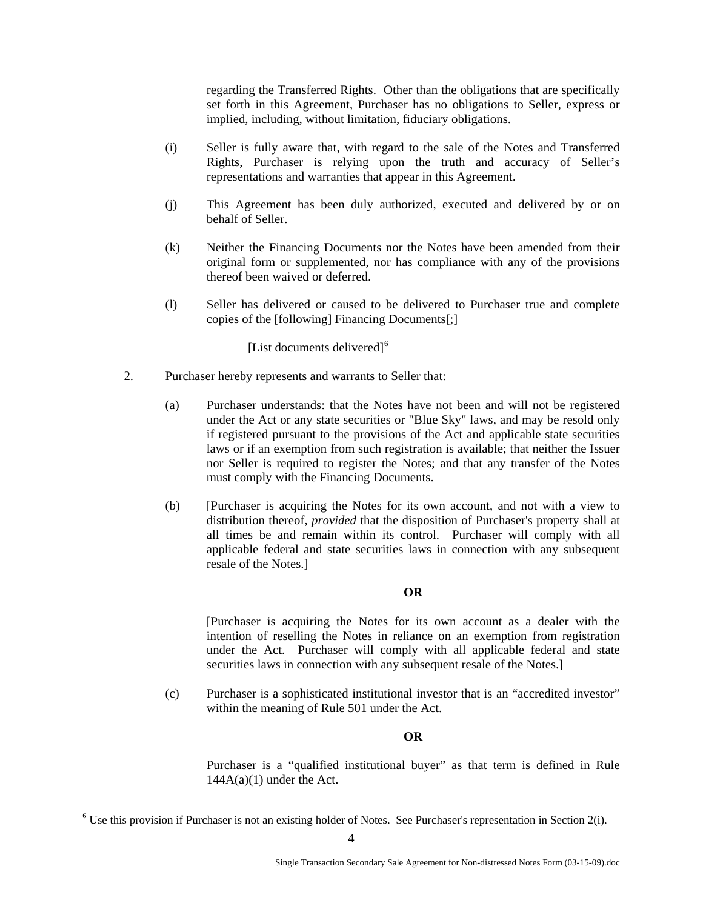regarding the Transferred Rights. Other than the obligations that are specifically set forth in this Agreement, Purchaser has no obligations to Seller, express or implied, including, without limitation, fiduciary obligations.

(i) Seller is fully aware that, with regard to the sale of the Notes and Transferred Rights, Purchaser is relying upon the truth and accuracy of Seller's representations and warranties that appear in this Agreement.

(j) This Agreement has been duly authorized, executed and delivered by or on behalf of Seller.

(k) Neither the Financing Documents nor the Notes have been amended from their original form or supplemented, nor has compliance with any of the provisions thereof been waived or deferred.

(l) Seller has delivered or caused to be delivered to Purchaser true and complete copies of the [following] Financing Documents[;]

[List documents delivered][6]

2. Purchaser hereby represents and warrants to Seller that:

(a) Purchaser understands: that the Notes have not been and will not be registered under the Act or any state securities or "Blue Sky" laws, and may be resold only if registered pursuant to the provisions of the Act and applicable state securities laws or if an exemption from such registration is available; that neither the Issuer nor Seller is required to register the Notes; and that any transfer of the Notes must comply with the Financing Documents.

(b) [Purchaser is acquiring the Notes for its own account, and not with a view to distribution thereof, *provided* that the disposition of Purchaser's property shall at all times be and remain within its control. Purchaser will comply with all applicable federal and state securities laws in connection with any subsequent resale of the Notes.]

**OR**

[Purchaser is acquiring the Notes for its own account as a dealer with the intention of reselling the Notes in reliance on an exemption from registration under the Act. Purchaser will comply with all applicable federal and state securities laws in connection with any subsequent resale of the Notes.]

(c) Purchaser is a sophisticated institutional investor that is an "accredited investor" within the meaning of Rule 501 under the Act.

**OR**

Purchaser is a "qualified institutional buyer" as that term is defined in Rule 144A(a)(1) under the Act.

---

[6] Use this provision if Purchaser is not an existing holder of Notes. See Purchaser's representation in Section 2(i).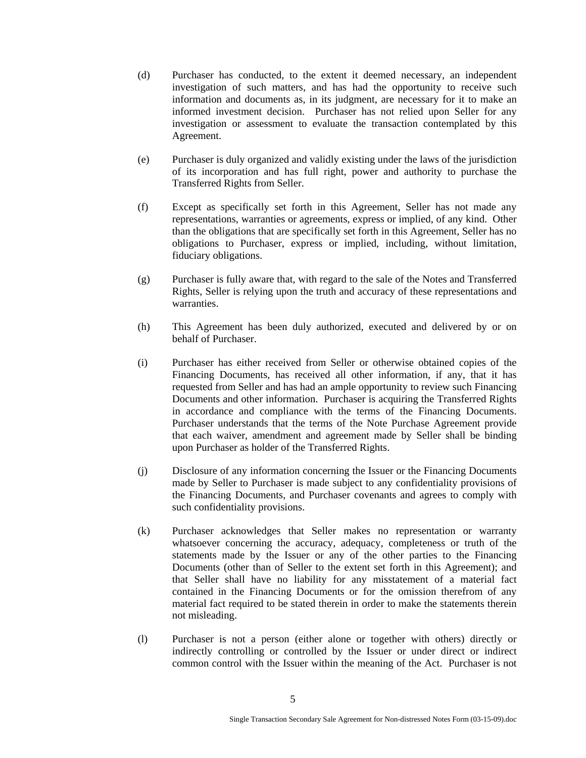(d) Purchaser has conducted, to the extent it deemed necessary, an independent investigation of such matters, and has had the opportunity to receive such information and documents as, in its judgment, are necessary for it to make an informed investment decision. Purchaser has not relied upon Seller for any investigation or assessment to evaluate the transaction contemplated by this Agreement.

(e) Purchaser is duly organized and validly existing under the laws of the jurisdiction of its incorporation and has full right, power and authority to purchase the Transferred Rights from Seller.

(f) Except as specifically set forth in this Agreement, Seller has not made any representations, warranties or agreements, express or implied, of any kind. Other than the obligations that are specifically set forth in this Agreement, Seller has no obligations to Purchaser, express or implied, including, without limitation, fiduciary obligations.

(g) Purchaser is fully aware that, with regard to the sale of the Notes and Transferred Rights, Seller is relying upon the truth and accuracy of these representations and warranties.

(h) This Agreement has been duly authorized, executed and delivered by or on behalf of Purchaser.

(i) Purchaser has either received from Seller or otherwise obtained copies of the Financing Documents, has received all other information, if any, that it has requested from Seller and has had an ample opportunity to review such Financing Documents and other information. Purchaser is acquiring the Transferred Rights in accordance and compliance with the terms of the Financing Documents. Purchaser understands that the terms of the Note Purchase Agreement provide that each waiver, amendment and agreement made by Seller shall be binding upon Purchaser as holder of the Transferred Rights.

(j) Disclosure of any information concerning the Issuer or the Financing Documents made by Seller to Purchaser is made subject to any confidentiality provisions of the Financing Documents, and Purchaser covenants and agrees to comply with such confidentiality provisions.

(k) Purchaser acknowledges that Seller makes no representation or warranty whatsoever concerning the accuracy, adequacy, completeness or truth of the statements made by the Issuer or any of the other parties to the Financing Documents (other than of Seller to the extent set forth in this Agreement); and that Seller shall have no liability for any misstatement of a material fact contained in the Financing Documents or for the omission therefrom of any material fact required to be stated therein in order to make the statements therein not misleading.

(l) Purchaser is not a person (either alone or together with others) directly or indirectly controlling or controlled by the Issuer or under direct or indirect common control with the Issuer within the meaning of the Act. Purchaser is not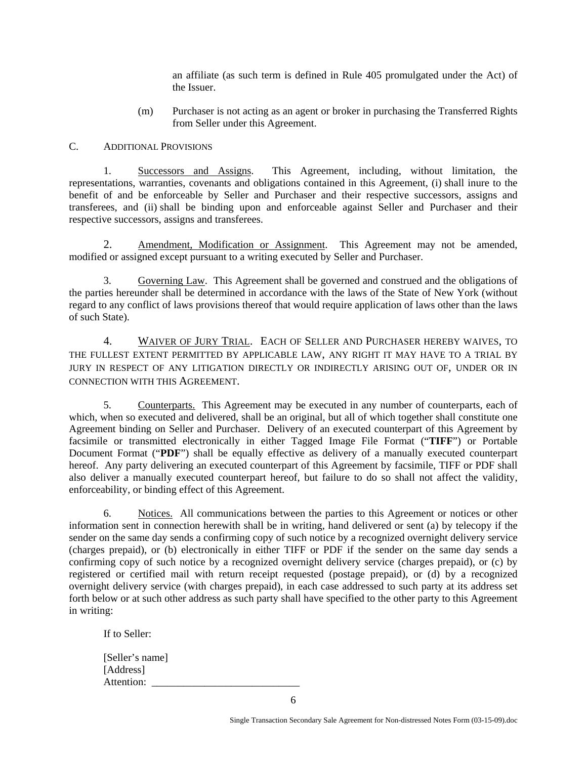an affiliate (as such term is defined in Rule 405 promulgated under the Act) of the Issuer.

(m) Purchaser is not acting as an agent or broker in purchasing the Transferred Rights from Seller under this Agreement.

C. ADDITIONAL PROVISIONS

1. Successors and Assigns. This Agreement, including, without limitation, the representations, warranties, covenants and obligations contained in this Agreement, (i) shall inure to the benefit of and be enforceable by Seller and Purchaser and their respective successors, assigns and transferees, and (ii) shall be binding upon and enforceable against Seller and Purchaser and their respective successors, assigns and transferees.

2. Amendment, Modification or Assignment. This Agreement may not be amended, modified or assigned except pursuant to a writing executed by Seller and Purchaser.

3. Governing Law. This Agreement shall be governed and construed and the obligations of the parties hereunder shall be determined in accordance with the laws of the State of New York (without regard to any conflict of laws provisions thereof that would require application of laws other than the laws of such State).

4. WAIVER OF JURY TRIAL. EACH OF SELLER AND PURCHASER HEREBY WAIVES, TO THE FULLEST EXTENT PERMITTED BY APPLICABLE LAW, ANY RIGHT IT MAY HAVE TO A TRIAL BY JURY IN RESPECT OF ANY LITIGATION DIRECTLY OR INDIRECTLY ARISING OUT OF, UNDER OR IN CONNECTION WITH THIS AGREEMENT.

5. Counterparts. This Agreement may be executed in any number of counterparts, each of which, when so executed and delivered, shall be an original, but all of which together shall constitute one Agreement binding on Seller and Purchaser. Delivery of an executed counterpart of this Agreement by facsimile or transmitted electronically in either Tagged Image File Format ("**TIFF**") or Portable Document Format ("**PDF**") shall be equally effective as delivery of a manually executed counterpart hereof. Any party delivering an executed counterpart of this Agreement by facsimile, TIFF or PDF shall also deliver a manually executed counterpart hereof, but failure to do so shall not affect the validity, enforceability, or binding effect of this Agreement.

6. Notices. All communications between the parties to this Agreement or notices or other information sent in connection herewith shall be in writing, hand delivered or sent (a) by telecopy if the sender on the same day sends a confirming copy of such notice by a recognized overnight delivery service (charges prepaid), or (b) electronically in either TIFF or PDF if the sender on the same day sends a confirming copy of such notice by a recognized overnight delivery service (charges prepaid), or (c) by registered or certified mail with return receipt requested (postage prepaid), or (d) by a recognized overnight delivery service (with charges prepaid), in each case addressed to such party at its address set forth below or at such other address as such party shall have specified to the other party to this Agreement in writing:

If to Seller:

[Seller's name]
[Address]
Attention: ____________________________

Single Transaction Secondary Sale Agreement for Non-distressed Notes Form (03-15-09).doc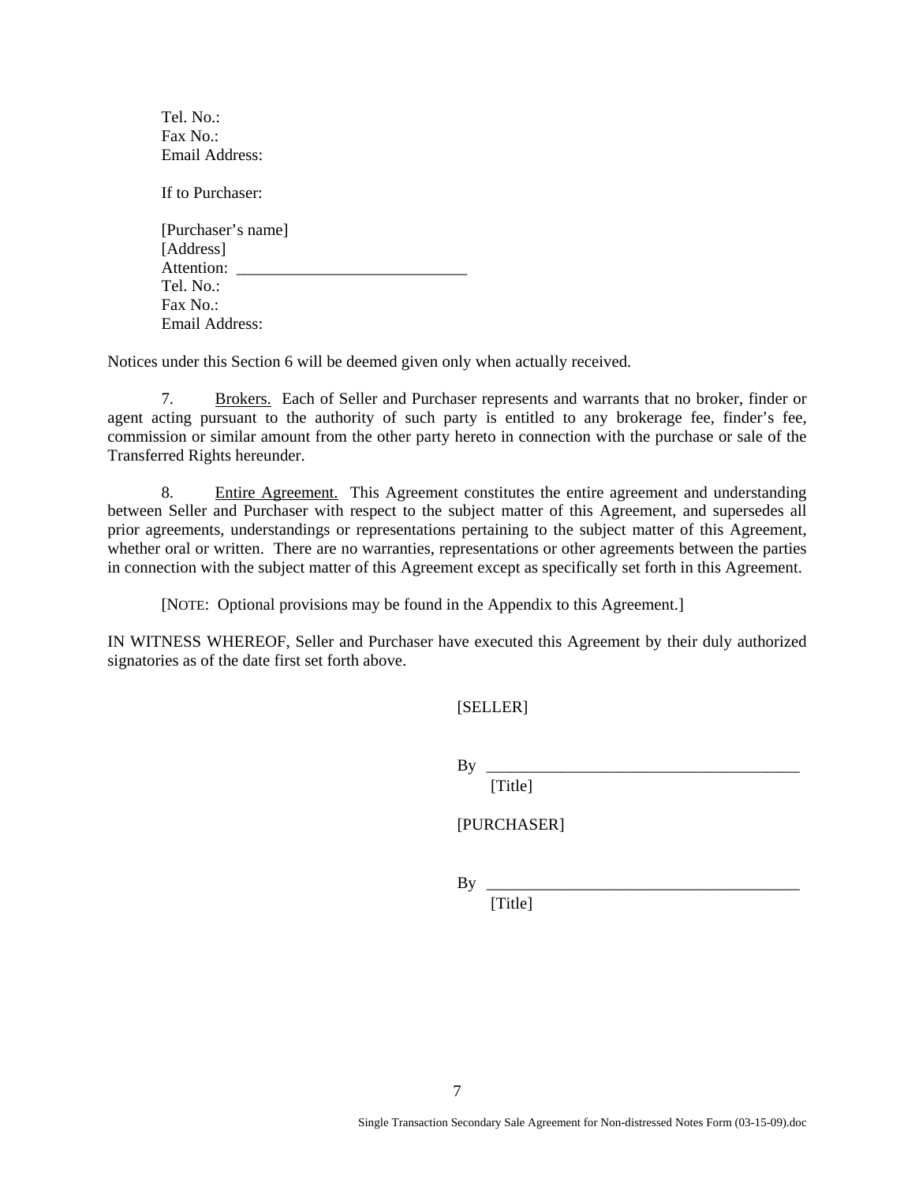Tel. No.:
Fax No.:
Email Address:

If to Purchaser:

[Purchaser's name]
[Address]
Attention: ____________________________
Tel. No.:
Fax No.:
Email Address:

Notices under this Section 6 will be deemed given only when actually received.

7. Brokers. Each of Seller and Purchaser represents and warrants that no broker, finder or agent acting pursuant to the authority of such party is entitled to any brokerage fee, finder's fee, commission or similar amount from the other party hereto in connection with the purchase or sale of the Transferred Rights hereunder.

8. Entire Agreement. This Agreement constitutes the entire agreement and understanding between Seller and Purchaser with respect to the subject matter of this Agreement, and supersedes all prior agreements, understandings or representations pertaining to the subject matter of this Agreement, whether oral or written. There are no warranties, representations or other agreements between the parties in connection with the subject matter of this Agreement except as specifically set forth in this Agreement.

[NOTE: Optional provisions may be found in the Appendix to this Agreement.]

IN WITNESS WHEREOF, Seller and Purchaser have executed this Agreement by their duly authorized signatories as of the date first set forth above.

[SELLER]

By ________________________________________
[Title]

[PURCHASER]

By ________________________________________
[Title]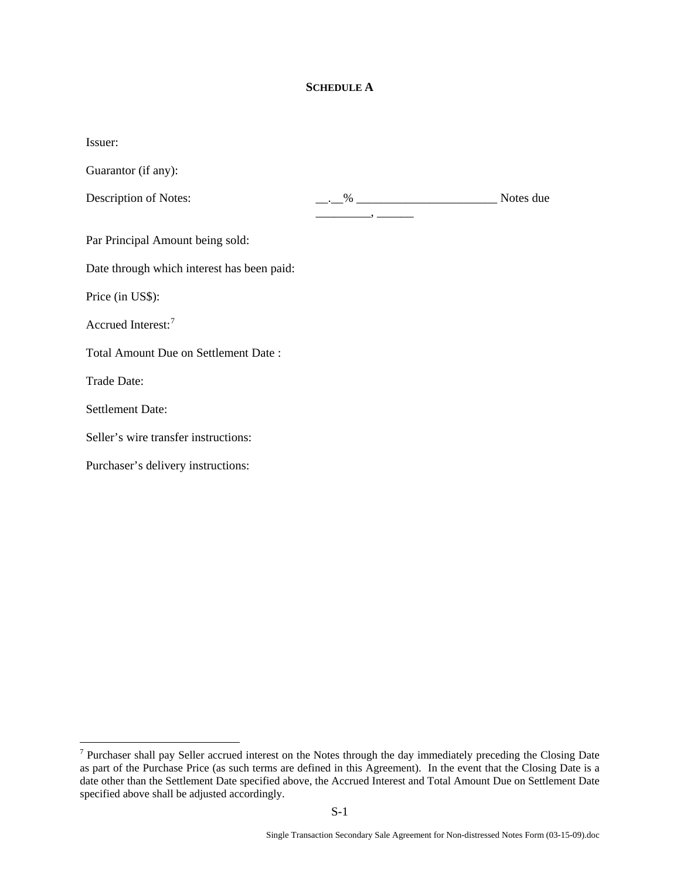**SCHEDULE A**

Issuer:

Guarantor (if any):

Description of Notes: __.__% _______________________ Notes due _________, ______

Par Principal Amount being sold:

Date through which interest has been paid:

Price (in US$):

Accrued Interest:[7]

Total Amount Due on Settlement Date :

Trade Date:

Settlement Date:

Seller's wire transfer instructions:

Purchaser's delivery instructions:

---

[7] Purchaser shall pay Seller accrued interest on the Notes through the day immediately preceding the Closing Date as part of the Purchase Price (as such terms are defined in this Agreement). In the event that the Closing Date is a date other than the Settlement Date specified above, the Accrued Interest and Total Amount Due on Settlement Date specified above shall be adjusted accordingly.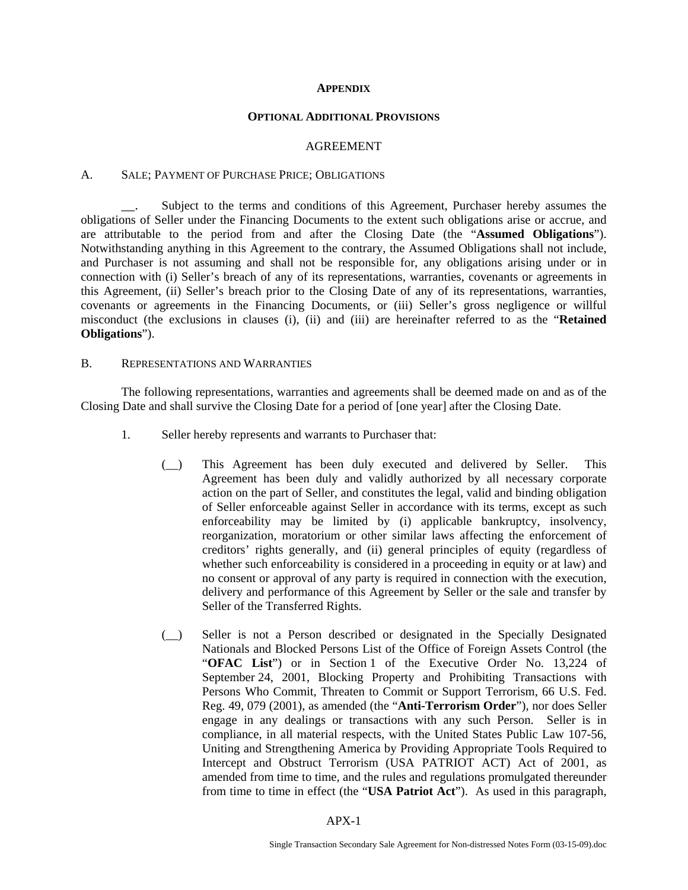**APPENDIX**

**OPTIONAL ADDITIONAL PROVISIONS**

AGREEMENT

A. SALE; PAYMENT OF PURCHASE PRICE; OBLIGATIONS

__. Subject to the terms and conditions of this Agreement, Purchaser hereby assumes the obligations of Seller under the Financing Documents to the extent such obligations arise or accrue, and are attributable to the period from and after the Closing Date (the "**Assumed Obligations**"). Notwithstanding anything in this Agreement to the contrary, the Assumed Obligations shall not include, and Purchaser is not assuming and shall not be responsible for, any obligations arising under or in connection with (i) Seller's breach of any of its representations, warranties, covenants or agreements in this Agreement, (ii) Seller's breach prior to the Closing Date of any of its representations, warranties, covenants or agreements in the Financing Documents, or (iii) Seller's gross negligence or willful misconduct (the exclusions in clauses (i), (ii) and (iii) are hereinafter referred to as the "**Retained Obligations**").

B. REPRESENTATIONS AND WARRANTIES

The following representations, warranties and agreements shall be deemed made on and as of the Closing Date and shall survive the Closing Date for a period of [one year] after the Closing Date.

1. Seller hereby represents and warrants to Purchaser that:

   (__) This Agreement has been duly executed and delivered by Seller. This Agreement has been duly and validly authorized by all necessary corporate action on the part of Seller, and constitutes the legal, valid and binding obligation of Seller enforceable against Seller in accordance with its terms, except as such enforceability may be limited by (i) applicable bankruptcy, insolvency, reorganization, moratorium or other similar laws affecting the enforcement of creditors' rights generally, and (ii) general principles of equity (regardless of whether such enforceability is considered in a proceeding in equity or at law) and no consent or approval of any party is required in connection with the execution, delivery and performance of this Agreement by Seller or the sale and transfer by Seller of the Transferred Rights.

   (__) Seller is not a Person described or designated in the Specially Designated Nationals and Blocked Persons List of the Office of Foreign Assets Control (the "**OFAC List**") or in Section 1 of the Executive Order No. 13,224 of September 24, 2001, Blocking Property and Prohibiting Transactions with Persons Who Commit, Threaten to Commit or Support Terrorism, 66 U.S. Fed. Reg. 49, 079 (2001), as amended (the "**Anti-Terrorism Order**"), nor does Seller engage in any dealings or transactions with any such Person. Seller is in compliance, in all material respects, with the United States Public Law 107-56, Uniting and Strengthening America by Providing Appropriate Tools Required to Intercept and Obstruct Terrorism (USA PATRIOT ACT) Act of 2001, as amended from time to time, and the rules and regulations promulgated thereunder from time to time in effect (the "**USA Patriot Act**"). As used in this paragraph,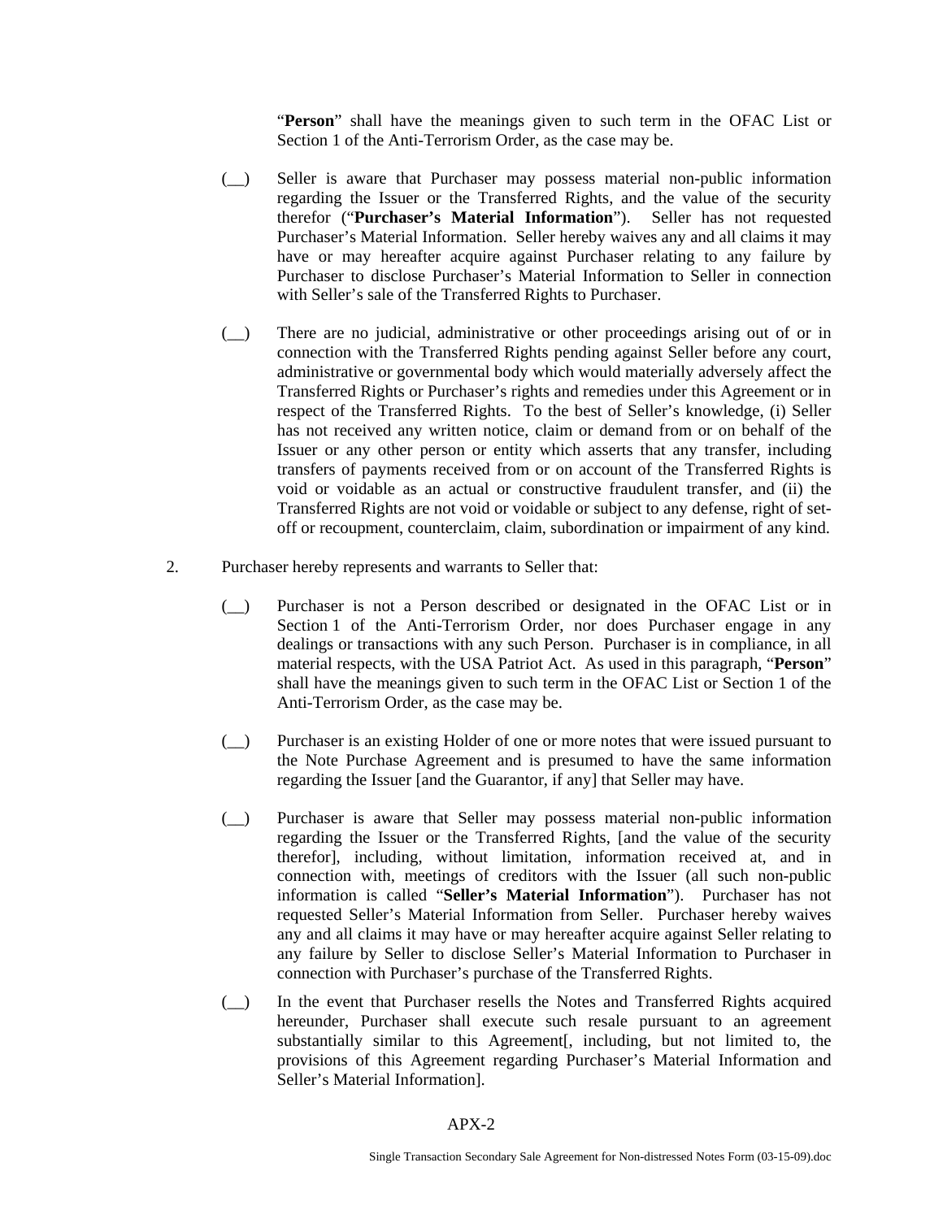"**Person**" shall have the meanings given to such term in the OFAC List or Section 1 of the Anti-Terrorism Order, as the case may be.

(__) Seller is aware that Purchaser may possess material non-public information regarding the Issuer or the Transferred Rights, and the value of the security therefor ("**Purchaser's Material Information**"). Seller has not requested Purchaser's Material Information. Seller hereby waives any and all claims it may have or may hereafter acquire against Purchaser relating to any failure by Purchaser to disclose Purchaser's Material Information to Seller in connection with Seller's sale of the Transferred Rights to Purchaser.

(__) There are no judicial, administrative or other proceedings arising out of or in connection with the Transferred Rights pending against Seller before any court, administrative or governmental body which would materially adversely affect the Transferred Rights or Purchaser's rights and remedies under this Agreement or in respect of the Transferred Rights. To the best of Seller's knowledge, (i) Seller has not received any written notice, claim or demand from or on behalf of the Issuer or any other person or entity which asserts that any transfer, including transfers of payments received from or on account of the Transferred Rights is void or voidable as an actual or constructive fraudulent transfer, and (ii) the Transferred Rights are not void or voidable or subject to any defense, right of set-off or recoupment, counterclaim, claim, subordination or impairment of any kind.

2. Purchaser hereby represents and warrants to Seller that:

(__) Purchaser is not a Person described or designated in the OFAC List or in Section 1 of the Anti-Terrorism Order, nor does Purchaser engage in any dealings or transactions with any such Person. Purchaser is in compliance, in all material respects, with the USA Patriot Act. As used in this paragraph, "**Person**" shall have the meanings given to such term in the OFAC List or Section 1 of the Anti-Terrorism Order, as the case may be.

(__) Purchaser is an existing Holder of one or more notes that were issued pursuant to the Note Purchase Agreement and is presumed to have the same information regarding the Issuer [and the Guarantor, if any] that Seller may have.

(__) Purchaser is aware that Seller may possess material non-public information regarding the Issuer or the Transferred Rights, [and the value of the security therefor], including, without limitation, information received at, and in connection with, meetings of creditors with the Issuer (all such non-public information is called "**Seller's Material Information**"). Purchaser has not requested Seller's Material Information from Seller. Purchaser hereby waives any and all claims it may have or may hereafter acquire against Seller relating to any failure by Seller to disclose Seller's Material Information to Purchaser in connection with Purchaser's purchase of the Transferred Rights.

(__) In the event that Purchaser resells the Notes and Transferred Rights acquired hereunder, Purchaser shall execute such resale pursuant to an agreement substantially similar to this Agreement[, including, but not limited to, the provisions of this Agreement regarding Purchaser's Material Information and Seller's Material Information].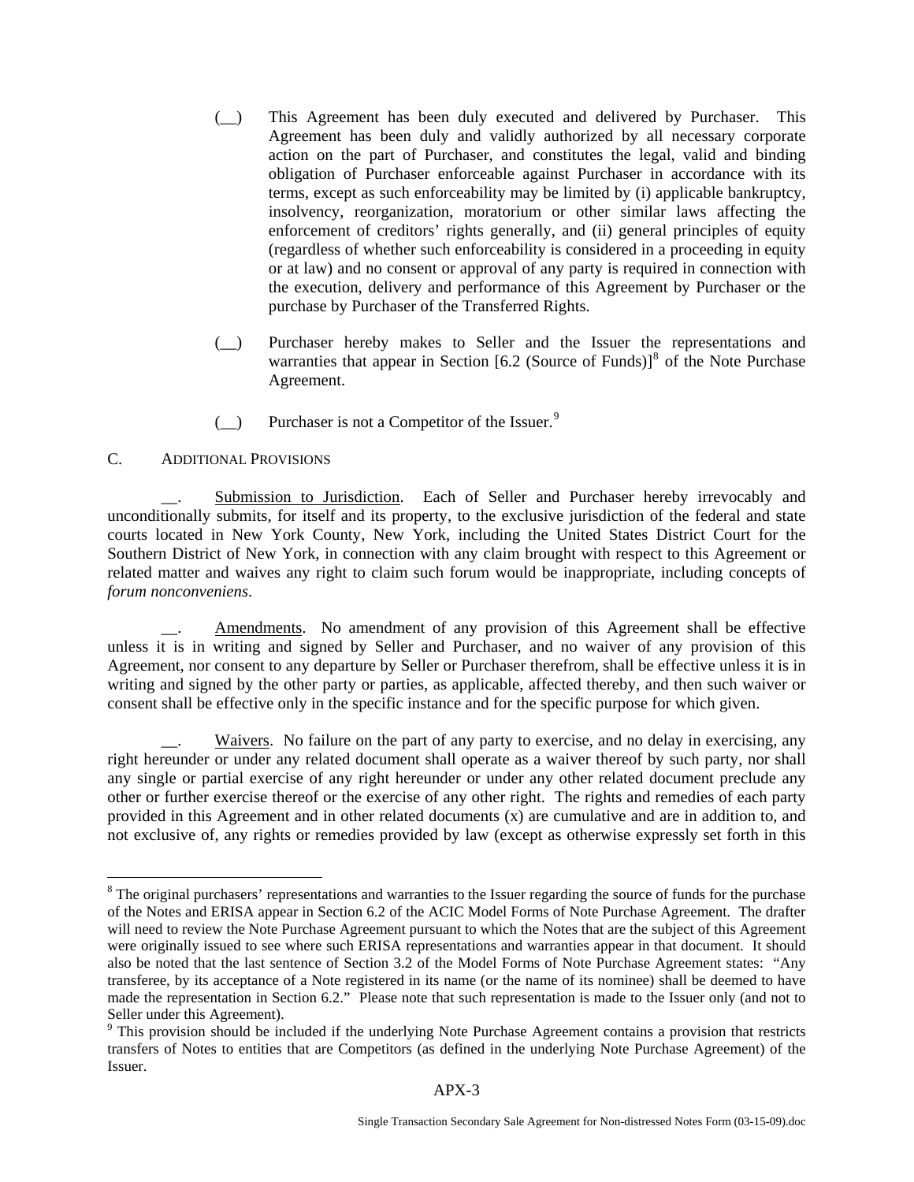(__) This Agreement has been duly executed and delivered by Purchaser. This Agreement has been duly and validly authorized by all necessary corporate action on the part of Purchaser, and constitutes the legal, valid and binding obligation of Purchaser enforceable against Purchaser in accordance with its terms, except as such enforceability may be limited by (i) applicable bankruptcy, insolvency, reorganization, moratorium or other similar laws affecting the enforcement of creditors' rights generally, and (ii) general principles of equity (regardless of whether such enforceability is considered in a proceeding in equity or at law) and no consent or approval of any party is required in connection with the execution, delivery and performance of this Agreement by Purchaser or the purchase by Purchaser of the Transferred Rights.

(__) Purchaser hereby makes to Seller and the Issuer the representations and warranties that appear in Section [6.2 (Source of Funds)][8] of the Note Purchase Agreement.

(__) Purchaser is not a Competitor of the Issuer.[9]

C. ADDITIONAL PROVISIONS

__. Submission to Jurisdiction. Each of Seller and Purchaser hereby irrevocably and unconditionally submits, for itself and its property, to the exclusive jurisdiction of the federal and state courts located in New York County, New York, including the United States District Court for the Southern District of New York, in connection with any claim brought with respect to this Agreement or related matter and waives any right to claim such forum would be inappropriate, including concepts of *forum nonconveniens*.

__. Amendments. No amendment of any provision of this Agreement shall be effective unless it is in writing and signed by Seller and Purchaser, and no waiver of any provision of this Agreement, nor consent to any departure by Seller or Purchaser therefrom, shall be effective unless it is in writing and signed by the other party or parties, as applicable, affected thereby, and then such waiver or consent shall be effective only in the specific instance and for the specific purpose for which given.

__. Waivers. No failure on the part of any party to exercise, and no delay in exercising, any right hereunder or under any related document shall operate as a waiver thereof by such party, nor shall any single or partial exercise of any right hereunder or under any other related document preclude any other or further exercise thereof or the exercise of any other right. The rights and remedies of each party provided in this Agreement and in other related documents (x) are cumulative and are in addition to, and not exclusive of, any rights or remedies provided by law (except as otherwise expressly set forth in this

---

[8] The original purchasers' representations and warranties to the Issuer regarding the source of funds for the purchase of the Notes and ERISA appear in Section 6.2 of the ACIC Model Forms of Note Purchase Agreement. The drafter will need to review the Note Purchase Agreement pursuant to which the Notes that are the subject of this Agreement were originally issued to see where such ERISA representations and warranties appear in that document. It should also be noted that the last sentence of Section 3.2 of the Model Forms of Note Purchase Agreement states: "Any transferee, by its acceptance of a Note registered in its name (or the name of its nominee) shall be deemed to have made the representation in Section 6.2." Please note that such representation is made to the Issuer only (and not to Seller under this Agreement).

[9] This provision should be included if the underlying Note Purchase Agreement contains a provision that restricts transfers of Notes to entities that are Competitors (as defined in the underlying Note Purchase Agreement) of the Issuer.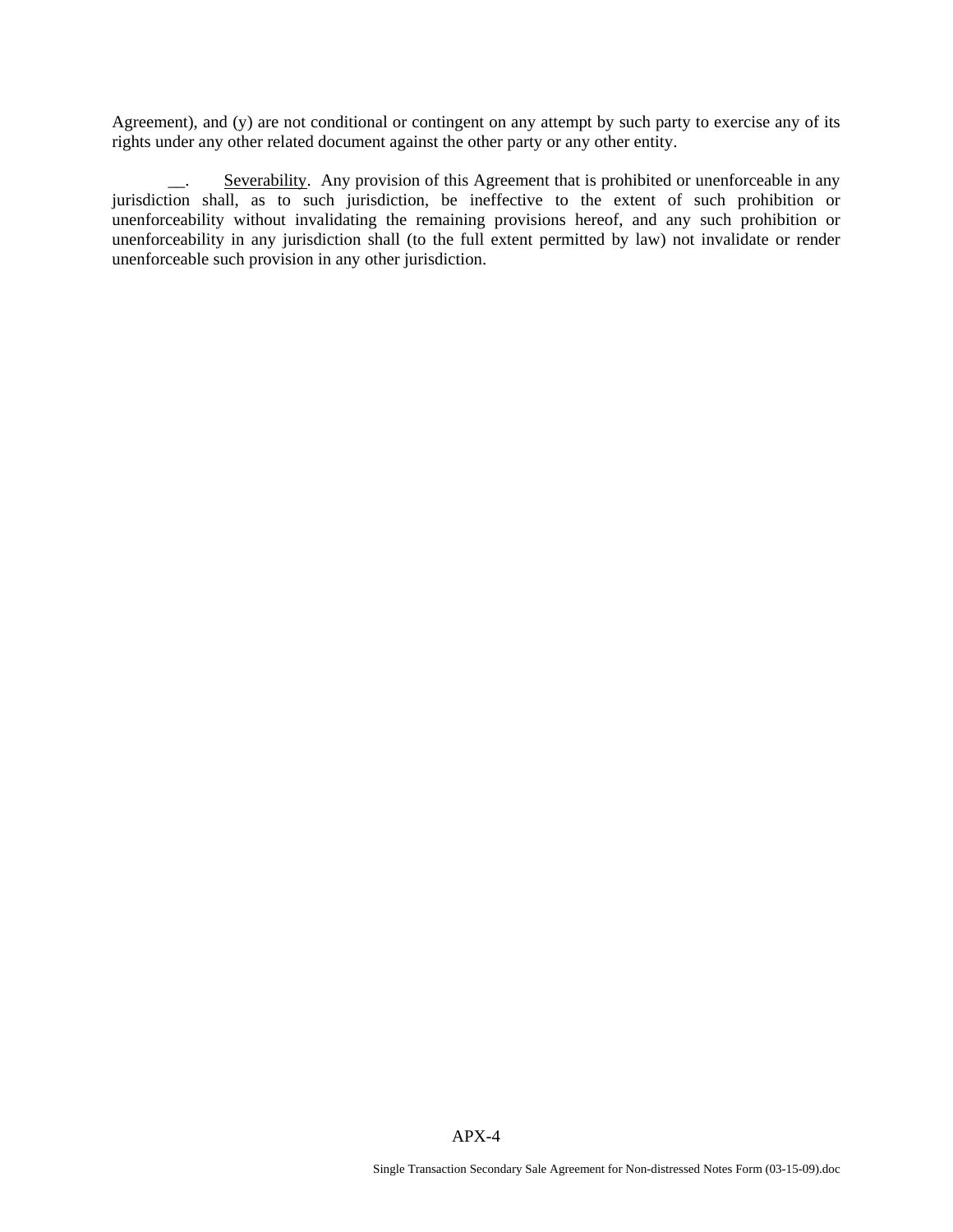Agreement), and (y) are not conditional or contingent on any attempt by such party to exercise any of its rights under any other related document against the other party or any other entity.

__. Severability. Any provision of this Agreement that is prohibited or unenforceable in any jurisdiction shall, as to such jurisdiction, be ineffective to the extent of such prohibition or unenforceability without invalidating the remaining provisions hereof, and any such prohibition or unenforceability in any jurisdiction shall (to the full extent permitted by law) not invalidate or render unenforceable such provision in any other jurisdiction.